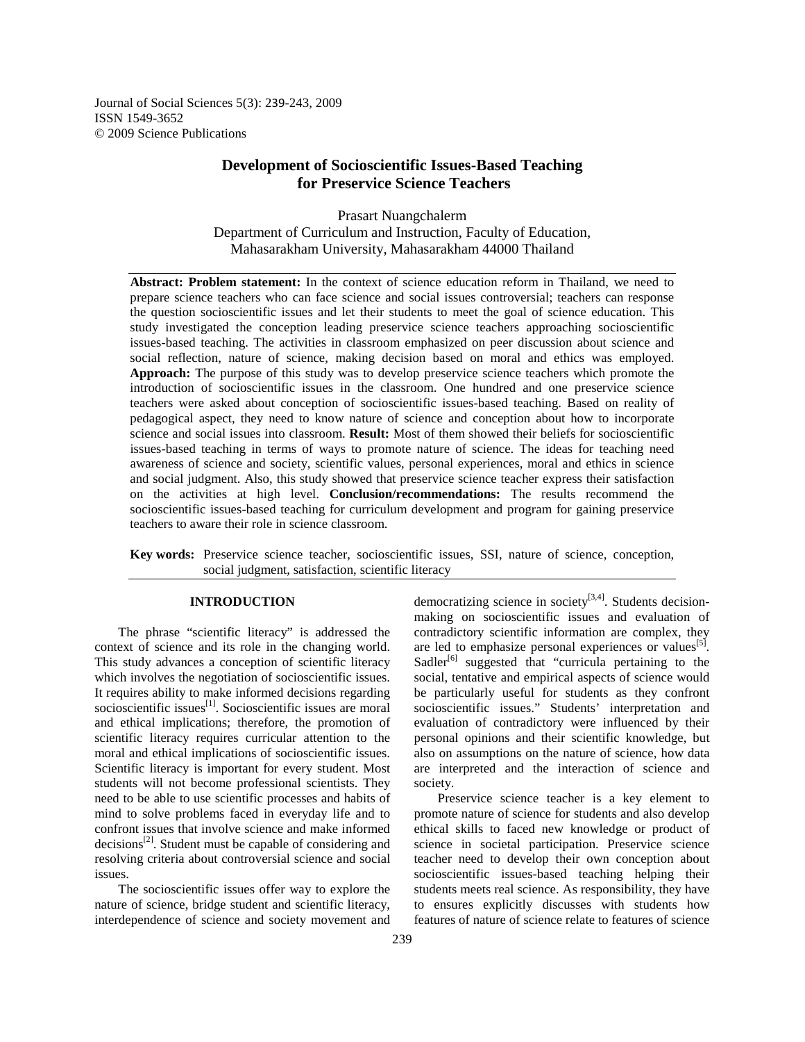Journal of Social Sciences 5(3): 239-243, 2009
ISSN 1549-3652
© 2009 Science Publications

# Development of Socioscientific Issues-Based Teaching for Preservice Science Teachers

Prasart Nuangchalerm
Department of Curriculum and Instruction, Faculty of Education,
Mahasarakham University, Mahasarakham 44000 Thailand

**Abstract: Problem statement:** In the context of science education reform in Thailand, we need to prepare science teachers who can face science and social issues controversial; teachers can response the question socioscientific issues and let their students to meet the goal of science education. This study investigated the conception leading preservice science teachers approaching socioscientific issues-based teaching. The activities in classroom emphasized on peer discussion about science and social reflection, nature of science, making decision based on moral and ethics was employed. **Approach:** The purpose of this study was to develop preservice science teachers which promote the introduction of socioscientific issues in the classroom. One hundred and one preservice science teachers were asked about conception of socioscientific issues-based teaching. Based on reality of pedagogical aspect, they need to know nature of science and conception about how to incorporate science and social issues into classroom. **Result:** Most of them showed their beliefs for socioscientific issues-based teaching in terms of ways to promote nature of science. The ideas for teaching need awareness of science and society, scientific values, personal experiences, moral and ethics in science and social judgment. Also, this study showed that preservice science teacher express their satisfaction on the activities at high level. **Conclusion/recommendations:** The results recommend the socioscientific issues-based teaching for curriculum development and program for gaining preservice teachers to aware their role in science classroom.

**Key words:** Preservice science teacher, socioscientific issues, SSI, nature of science, conception, social judgment, satisfaction, scientific literacy

## INTRODUCTION

The phrase "scientific literacy" is addressed the context of science and its role in the changing world. This study advances a conception of scientific literacy which involves the negotiation of socioscientific issues. It requires ability to make informed decisions regarding socioscientific issues[1]. Socioscientific issues are moral and ethical implications; therefore, the promotion of scientific literacy requires curricular attention to the moral and ethical implications of socioscientific issues. Scientific literacy is important for every student. Most students will not become professional scientists. They need to be able to use scientific processes and habits of mind to solve problems faced in everyday life and to confront issues that involve science and make informed decisions[2]. Student must be capable of considering and resolving criteria about controversial science and social issues.

The socioscientific issues offer way to explore the nature of science, bridge student and scientific literacy, interdependence of science and society movement and democratizing science in society[3,4]. Students decision-making on socioscientific issues and evaluation of contradictory scientific information are complex, they are led to emphasize personal experiences or values[5]. Sadler[6] suggested that "curricula pertaining to the social, tentative and empirical aspects of science would be particularly useful for students as they confront socioscientific issues." Students' interpretation and evaluation of contradictory were influenced by their personal opinions and their scientific knowledge, but also on assumptions on the nature of science, how data are interpreted and the interaction of science and society.

Preservice science teacher is a key element to promote nature of science for students and also develop ethical skills to faced new knowledge or product of science in societal participation. Preservice science teacher need to develop their own conception about socioscientific issues-based teaching helping their students meets real science. As responsibility, they have to ensures explicitly discusses with students how features of nature of science relate to features of science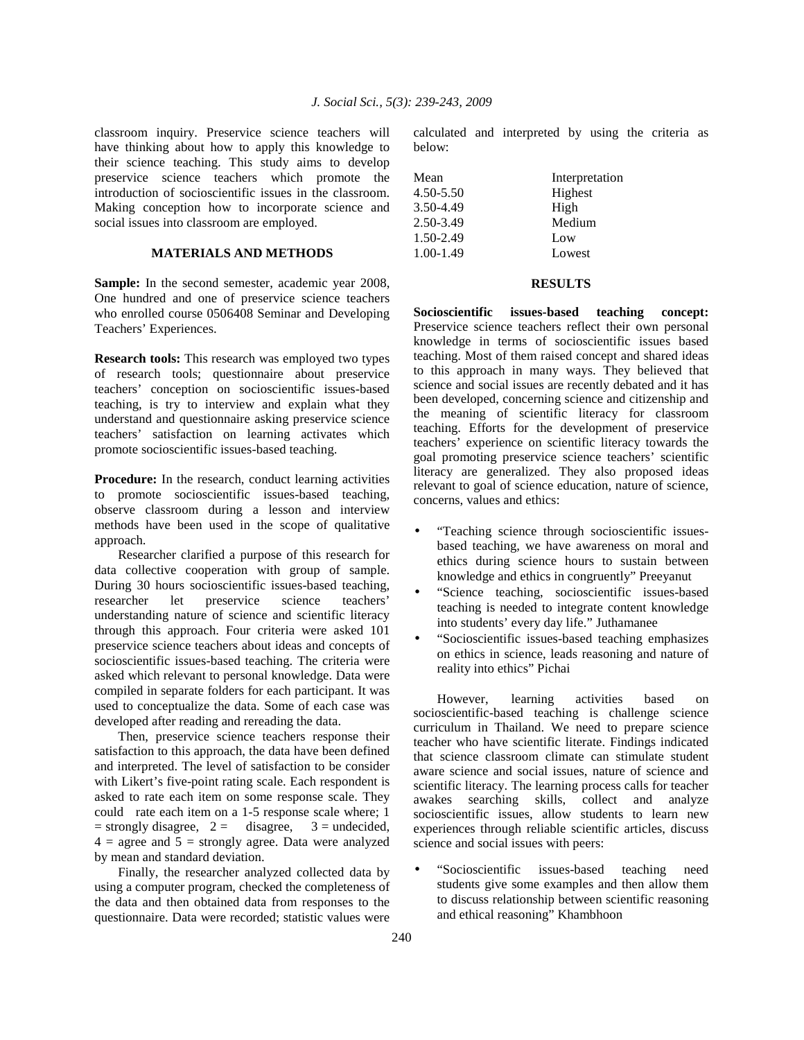classroom inquiry. Preservice science teachers will have thinking about how to apply this knowledge to their science teaching. This study aims to develop preservice science teachers which promote the introduction of socioscientific issues in the classroom. Making conception how to incorporate science and social issues into classroom are employed.

## MATERIALS AND METHODS

**Sample:** In the second semester, academic year 2008, One hundred and one of preservice science teachers who enrolled course 0506408 Seminar and Developing Teachers' Experiences.

**Research tools:** This research was employed two types of research tools; questionnaire about preservice teachers' conception on socioscientific issues-based teaching, is try to interview and explain what they understand and questionnaire asking preservice science teachers' satisfaction on learning activates which promote socioscientific issues-based teaching.

**Procedure:** In the research, conduct learning activities to promote socioscientific issues-based teaching, observe classroom during a lesson and interview methods have been used in the scope of qualitative approach.

Researcher clarified a purpose of this research for data collective cooperation with group of sample. During 30 hours socioscientific issues-based teaching, researcher let preservice science teachers' understanding nature of science and scientific literacy through this approach. Four criteria were asked 101 preservice science teachers about ideas and concepts of socioscientific issues-based teaching. The criteria were asked which relevant to personal knowledge. Data were compiled in separate folders for each participant. It was used to conceptualize the data. Some of each case was developed after reading and rereading the data.

Then, preservice science teachers response their satisfaction to this approach, the data have been defined and interpreted. The level of satisfaction to be consider with Likert's five-point rating scale. Each respondent is asked to rate each item on some response scale. They could rate each item on a 1-5 response scale where; 1 = strongly disagree, 2 = disagree, 3 = undecided, 4 = agree and 5 = strongly agree. Data were analyzed by mean and standard deviation.

Finally, the researcher analyzed collected data by using a computer program, checked the completeness of the data and then obtained data from responses to the questionnaire. Data were recorded; statistic values were calculated and interpreted by using the criteria as below:

| Mean | Interpretation |
|---|---|
| 4.50-5.50 | Highest |
| 3.50-4.49 | High |
| 2.50-3.49 | Medium |
| 1.50-2.49 | Low |
| 1.00-1.49 | Lowest |

## RESULTS

**Socioscientific issues-based teaching concept:** Preservice science teachers reflect their own personal knowledge in terms of socioscientific issues based teaching. Most of them raised concept and shared ideas to this approach in many ways. They believed that science and social issues are recently debated and it has been developed, concerning science and citizenship and the meaning of scientific literacy for classroom teaching. Efforts for the development of preservice teachers' experience on scientific literacy towards the goal promoting preservice science teachers' scientific literacy are generalized. They also proposed ideas relevant to goal of science education, nature of science, concerns, values and ethics:

- "Teaching science through socioscientific issues-based teaching, we have awareness on moral and ethics during science hours to sustain between knowledge and ethics in congruently" Preeyanut
- "Science teaching, socioscientific issues-based teaching is needed to integrate content knowledge into students' every day life." Juthamanee
- "Socioscientific issues-based teaching emphasizes on ethics in science, leads reasoning and nature of reality into ethics" Pichai

However, learning activities based on socioscientific-based teaching is challenge science curriculum in Thailand. We need to prepare science teacher who have scientific literate. Findings indicated that science classroom climate can stimulate student aware science and social issues, nature of science and scientific literacy. The learning process calls for teacher awakes searching skills, collect and analyze socioscientific issues, allow students to learn new experiences through reliable scientific articles, discuss science and social issues with peers:

- "Socioscientific issues-based teaching need students give some examples and then allow them to discuss relationship between scientific reasoning and ethical reasoning" Khambhoon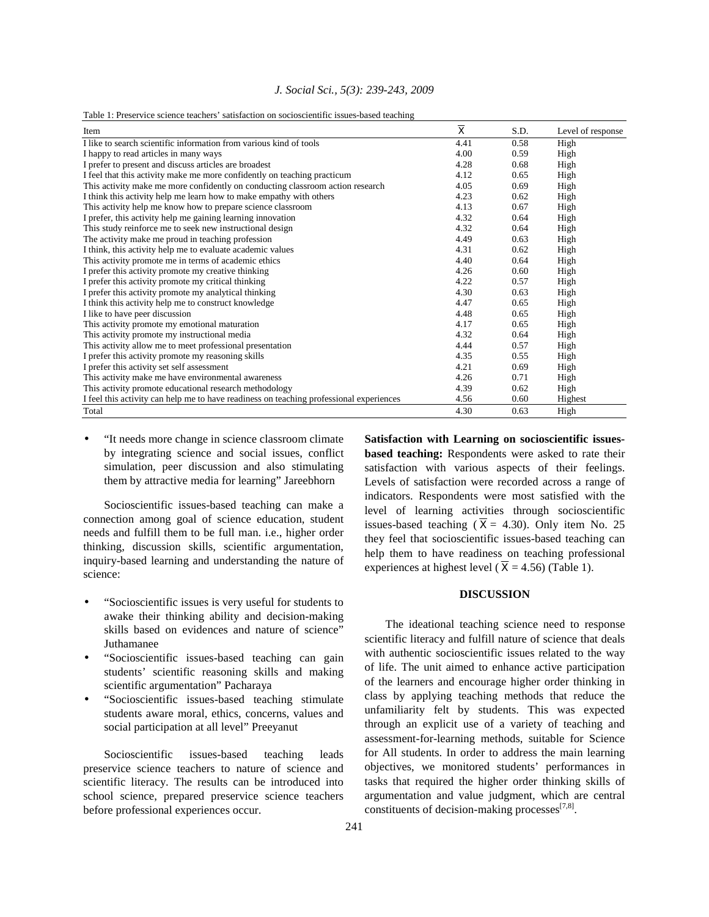Table 1: Preservice science teachers' satisfaction on socioscientific issues-based teaching

| Item | $\overline{X}$ | S.D. | Level of response |
|---|---|---|---|
| I like to search scientific information from various kind of tools | 4.41 | 0.58 | High |
| I happy to read articles in many ways | 4.00 | 0.59 | High |
| I prefer to present and discuss articles are broadest | 4.28 | 0.68 | High |
| I feel that this activity make me more confidently on teaching practicum | 4.12 | 0.65 | High |
| This activity make me more confidently on conducting classroom action research | 4.05 | 0.69 | High |
| I think this activity help me learn how to make empathy with others | 4.23 | 0.62 | High |
| This activity help me know how to prepare science classroom | 4.13 | 0.67 | High |
| I prefer, this activity help me gaining learning innovation | 4.32 | 0.64 | High |
| This study reinforce me to seek new instructional design | 4.32 | 0.64 | High |
| The activity make me proud in teaching profession | 4.49 | 0.63 | High |
| I think, this activity help me to evaluate academic values | 4.31 | 0.62 | High |
| This activity promote me in terms of academic ethics | 4.40 | 0.64 | High |
| I prefer this activity promote my creative thinking | 4.26 | 0.60 | High |
| I prefer this activity promote my critical thinking | 4.22 | 0.57 | High |
| I prefer this activity promote my analytical thinking | 4.30 | 0.63 | High |
| I think this activity help me to construct knowledge | 4.47 | 0.65 | High |
| I like to have peer discussion | 4.48 | 0.65 | High |
| This activity promote my emotional maturation | 4.17 | 0.65 | High |
| This activity promote my instructional media | 4.32 | 0.64 | High |
| This activity allow me to meet professional presentation | 4.44 | 0.57 | High |
| I prefer this activity promote my reasoning skills | 4.35 | 0.55 | High |
| I prefer this activity set self assessment | 4.21 | 0.69 | High |
| This activity make me have environmental awareness | 4.26 | 0.71 | High |
| This activity promote educational research methodology | 4.39 | 0.62 | High |
| I feel this activity can help me to have readiness on teaching professional experiences | 4.56 | 0.60 | Highest |
| Total | 4.30 | 0.63 | High |

- "It needs more change in science classroom climate by integrating science and social issues, conflict simulation, peer discussion and also stimulating them by attractive media for learning" Jareebhorn

Socioscientific issues-based teaching can make a connection among goal of science education, student needs and fulfill them to be full man. i.e., higher order thinking, discussion skills, scientific argumentation, inquiry-based learning and understanding the nature of science:

- "Socioscientific issues is very useful for students to awake their thinking ability and decision-making skills based on evidences and nature of science" Juthamanee
- "Socioscientific issues-based teaching can gain students' scientific reasoning skills and making scientific argumentation" Pacharaya
- "Socioscientific issues-based teaching stimulate students aware moral, ethics, concerns, values and social participation at all level" Preeyanut

Socioscientific issues-based teaching leads preservice science teachers to nature of science and scientific literacy. The results can be introduced into school science, prepared preservice science teachers before professional experiences occur.

**Satisfaction with Learning on socioscientific issues-based teaching:** Respondents were asked to rate their satisfaction with various aspects of their feelings. Levels of satisfaction were recorded across a range of indicators. Respondents were most satisfied with the level of learning activities through socioscientific issues-based teaching ($\overline{X}$ = 4.30). Only item No. 25 they feel that socioscientific issues-based teaching can help them to have readiness on teaching professional experiences at highest level ($\overline{X}$ = 4.56) (Table 1).

## DISCUSSION

The ideational teaching science need to response scientific literacy and fulfill nature of science that deals with authentic socioscientific issues related to the way of life. The unit aimed to enhance active participation of the learners and encourage higher order thinking in class by applying teaching methods that reduce the unfamiliarity felt by students. This was expected through an explicit use of a variety of teaching and assessment-for-learning methods, suitable for Science for All students. In order to address the main learning objectives, we monitored students' performances in tasks that required the higher order thinking skills of argumentation and value judgment, which are central constituents of decision-making processes[7,8].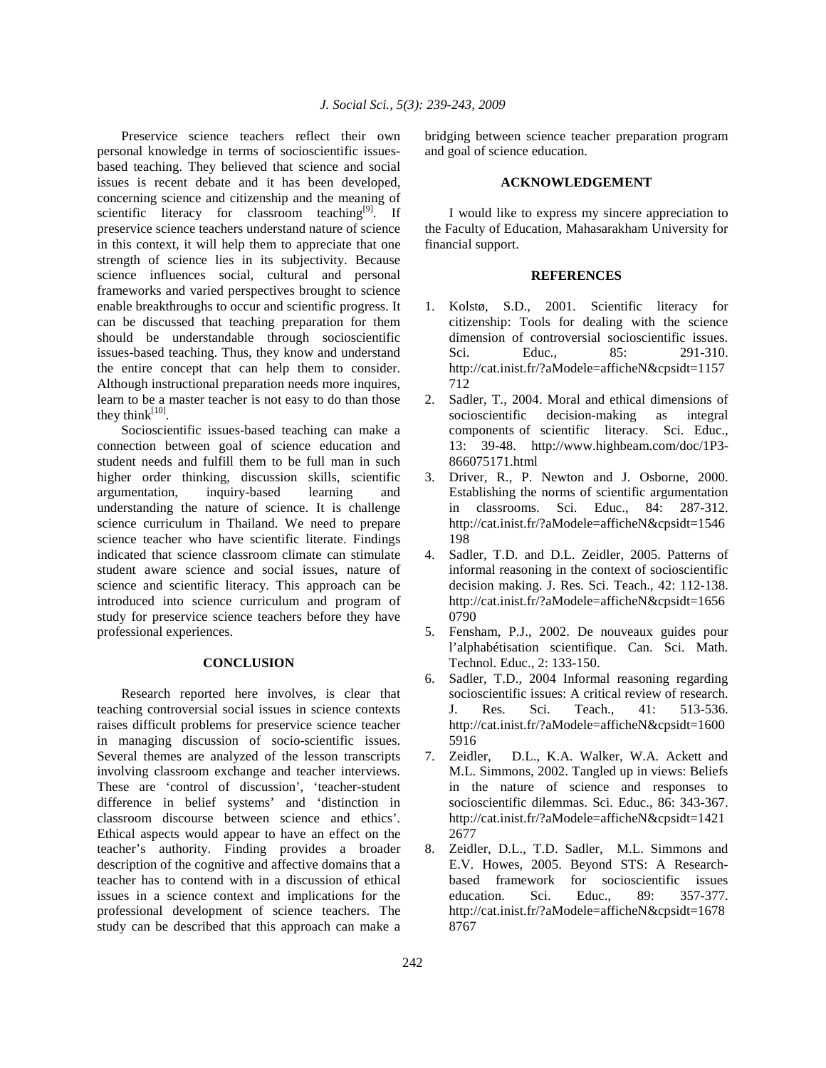Preservice science teachers reflect their own personal knowledge in terms of socioscientific issues-based teaching. They believed that science and social issues is recent debate and it has been developed, concerning science and citizenship and the meaning of scientific literacy for classroom teaching[9]. If preservice science teachers understand nature of science in this context, it will help them to appreciate that one strength of science lies in its subjectivity. Because science influences social, cultural and personal frameworks and varied perspectives brought to science enable breakthroughs to occur and scientific progress. It can be discussed that teaching preparation for them should be understandable through socioscientific issues-based teaching. Thus, they know and understand the entire concept that can help them to consider. Although instructional preparation needs more inquires, learn to be a master teacher is not easy to do than those they think[10].

Socioscientific issues-based teaching can make a connection between goal of science education and student needs and fulfill them to be full man in such higher order thinking, discussion skills, scientific argumentation, inquiry-based learning and understanding the nature of science. It is challenge science curriculum in Thailand. We need to prepare science teacher who have scientific literate. Findings indicated that science classroom climate can stimulate student aware science and social issues, nature of science and scientific literacy. This approach can be introduced into science curriculum and program of study for preservice science teachers before they have professional experiences.

## CONCLUSION

Research reported here involves, is clear that teaching controversial social issues in science contexts raises difficult problems for preservice science teacher in managing discussion of socio-scientific issues. Several themes are analyzed of the lesson transcripts involving classroom exchange and teacher interviews. These are 'control of discussion', 'teacher-student difference in belief systems' and 'distinction in classroom discourse between science and ethics'. Ethical aspects would appear to have an effect on the teacher's authority. Finding provides a broader description of the cognitive and affective domains that a teacher has to contend with in a discussion of ethical issues in a science context and implications for the professional development of science teachers. The study can be described that this approach can make a bridging between science teacher preparation program and goal of science education.

## ACKNOWLEDGEMENT

I would like to express my sincere appreciation to the Faculty of Education, Mahasarakham University for financial support.

## REFERENCES

1. Kolstø, S.D., 2001. Scientific literacy for citizenship: Tools for dealing with the science dimension of controversial socioscientific issues. Sci. Educ., 85: 291-310. http://cat.inist.fr/?aModele=afficheN&cpsidt=1157712
2. Sadler, T., 2004. Moral and ethical dimensions of socioscientific decision-making as integral components of scientific literacy. Sci. Educ., 13: 39-48. http://www.highbeam.com/doc/1P3-866075171.html
3. Driver, R., P. Newton and J. Osborne, 2000. Establishing the norms of scientific argumentation in classrooms. Sci. Educ., 84: 287-312. http://cat.inist.fr/?aModele=afficheN&cpsidt=1546198
4. Sadler, T.D. and D.L. Zeidler, 2005. Patterns of informal reasoning in the context of socioscientific decision making. J. Res. Sci. Teach., 42: 112-138. http://cat.inist.fr/?aModele=afficheN&cpsidt=16560790
5. Fensham, P.J., 2002. De nouveaux guides pour l'alphabétisation scientifique. Can. Sci. Math. Technol. Educ., 2: 133-150.
6. Sadler, T.D., 2004 Informal reasoning regarding socioscientific issues: A critical review of research. J. Res. Sci. Teach., 41: 513-536. http://cat.inist.fr/?aModele=afficheN&cpsidt=16005916
7. Zeidler, D.L., K.A. Walker, W.A. Ackett and M.L. Simmons, 2002. Tangled up in views: Beliefs in the nature of science and responses to socioscientific dilemmas. Sci. Educ., 86: 343-367. http://cat.inist.fr/?aModele=afficheN&cpsidt=14212677
8. Zeidler, D.L., T.D. Sadler, M.L. Simmons and E.V. Howes, 2005. Beyond STS: A Research-based framework for socioscientific issues education. Sci. Educ., 89: 357-377. http://cat.inist.fr/?aModele=afficheN&cpsidt=16788767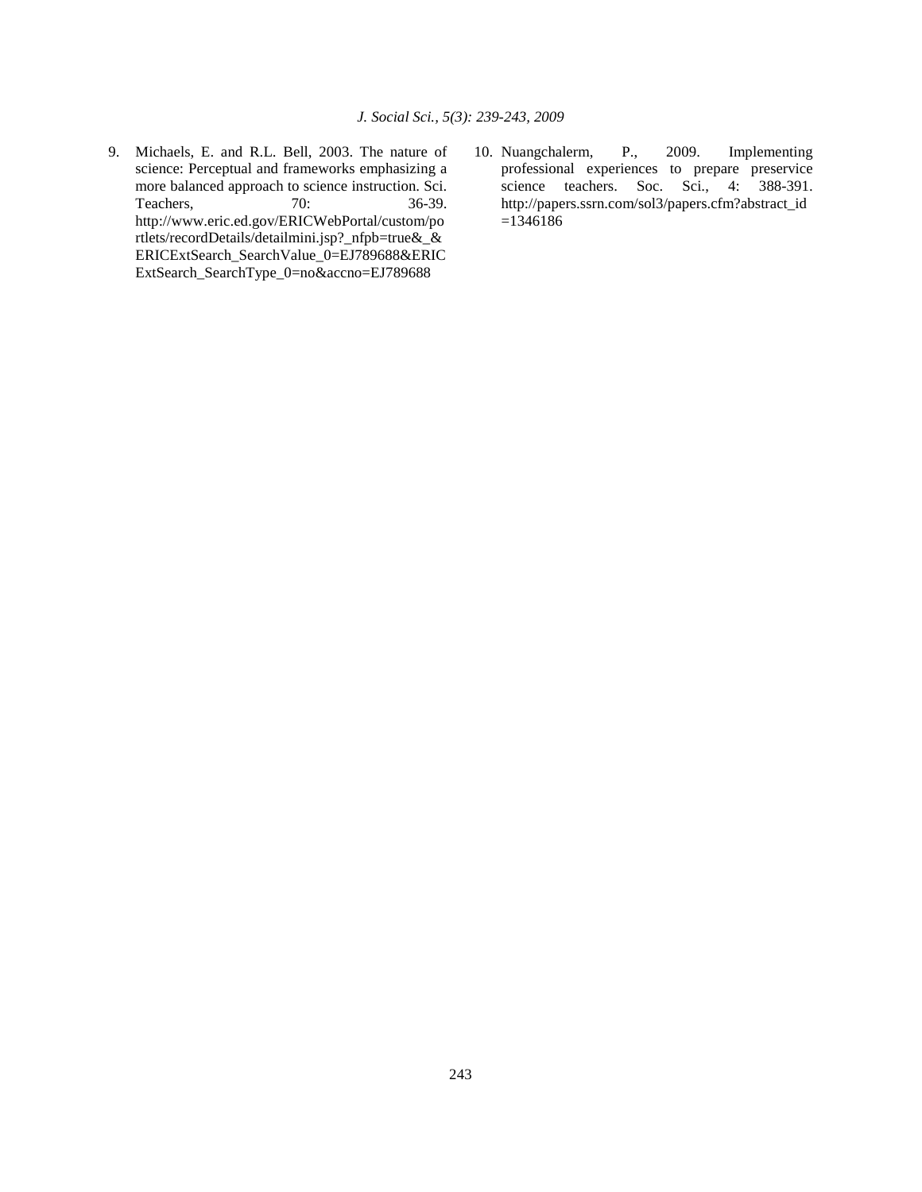9. Michaels, E. and R.L. Bell, 2003. The nature of science: Perceptual and frameworks emphasizing a more balanced approach to science instruction. Sci. Teachers, 70: 36-39. http://www.eric.ed.gov/ERICWebPortal/custom/portlets/recordDetails/detailmini.jsp?_nfpb=true&_&ERICExtSearch_SearchValue_0=EJ789688&ERICExtSearch_SearchType_0=no&accno=EJ789688

10. Nuangchalerm, P., 2009. Implementing professional experiences to prepare preservice science teachers. Soc. Sci., 4: 388-391. http://papers.ssrn.com/sol3/papers.cfm?abstract_id=1346186